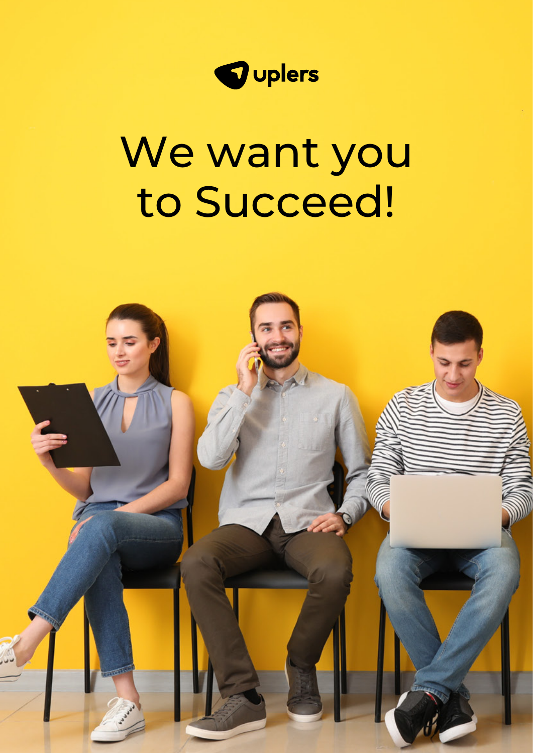uplers

# We want you to Succeed!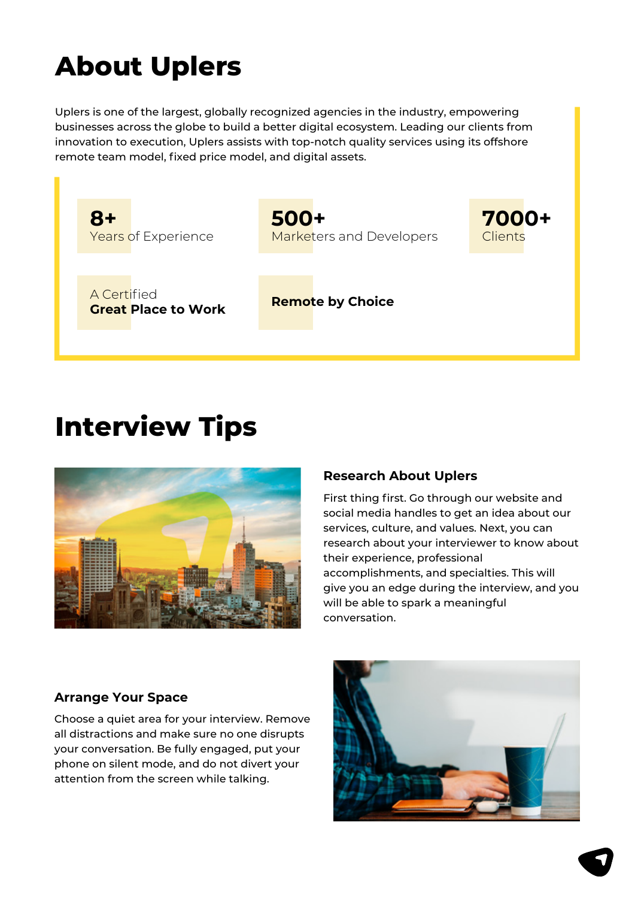# About Uplers

Uplers is one of the largest, globally recognized agencies in the industry, empowering businesses across the globe to build a better digital ecosystem. Leading our clients from innovation to execution, Uplers assists with top-notch quality services using its offshore remote team model, fixed price model, and digital assets.

**8+**
Years of Experience

**500+**
Marketers and Developers

**7000+**
Clients

A Certified
**Great Place to Work**

**Remote by Choice**

# Interview Tips

### Research About Uplers

First thing first. Go through our website and social media handles to get an idea about our services, culture, and values. Next, you can research about your interviewer to know about their experience, professional accomplishments, and specialties. This will give you an edge during the interview, and you will be able to spark a meaningful conversation.

### Arrange Your Space

Choose a quiet area for your interview. Remove all distractions and make sure no one disrupts your conversation. Be fully engaged, put your phone on silent mode, and do not divert your attention from the screen while talking.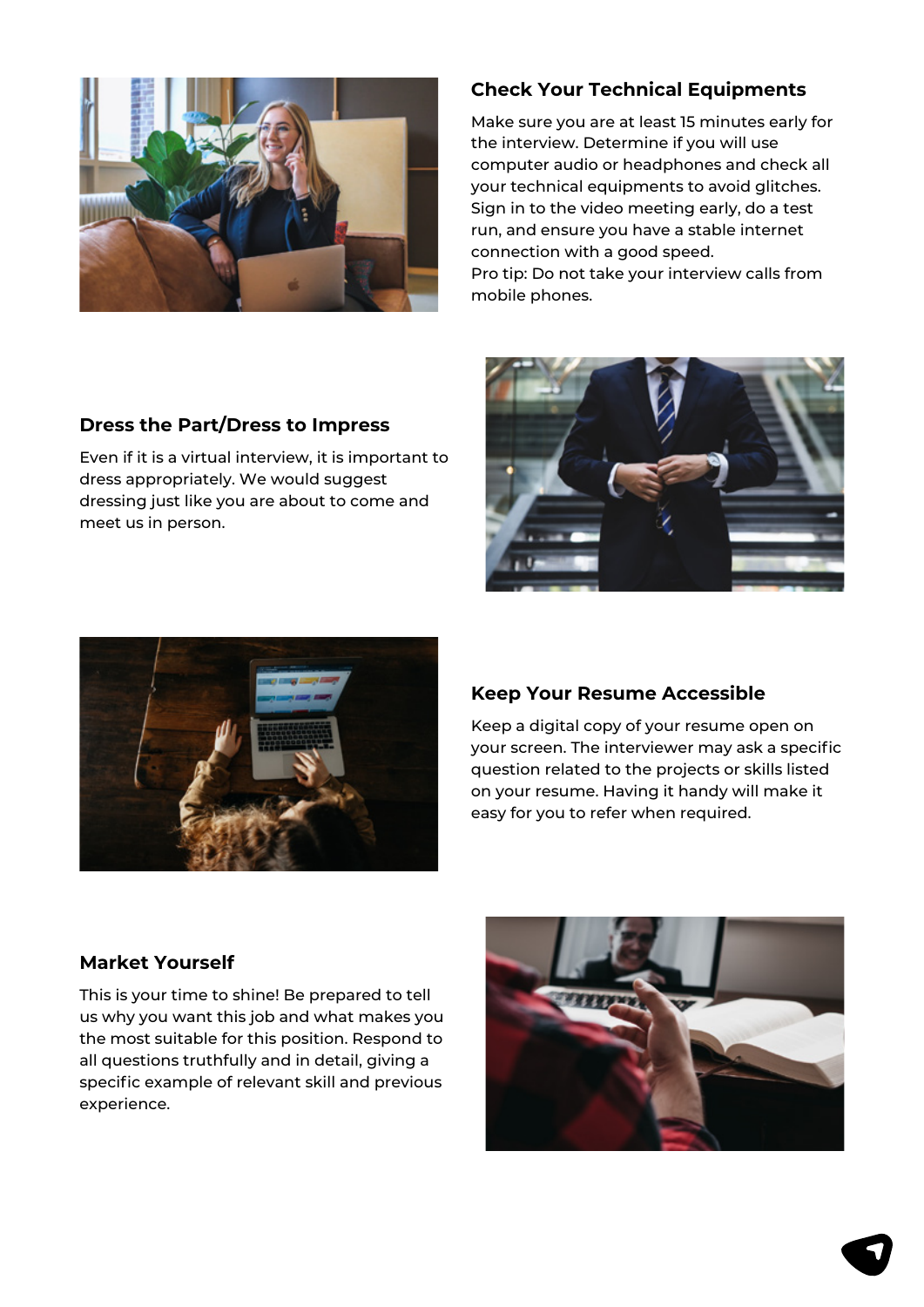## Check Your Technical Equipments

Make sure you are at least 15 minutes early for the interview. Determine if you will use computer audio or headphones and check all your technical equipments to avoid glitches. Sign in to the video meeting early, do a test run, and ensure you have a stable internet connection with a good speed.
Pro tip: Do not take your interview calls from mobile phones.

## Dress the Part/Dress to Impress

Even if it is a virtual interview, it is important to dress appropriately. We would suggest dressing just like you are about to come and meet us in person.

## Keep Your Resume Accessible

Keep a digital copy of your resume open on your screen. The interviewer may ask a specific question related to the projects or skills listed on your resume. Having it handy will make it easy for you to refer when required.

## Market Yourself

This is your time to shine! Be prepared to tell us why you want this job and what makes you the most suitable for this position. Respond to all questions truthfully and in detail, giving a specific example of relevant skill and previous experience.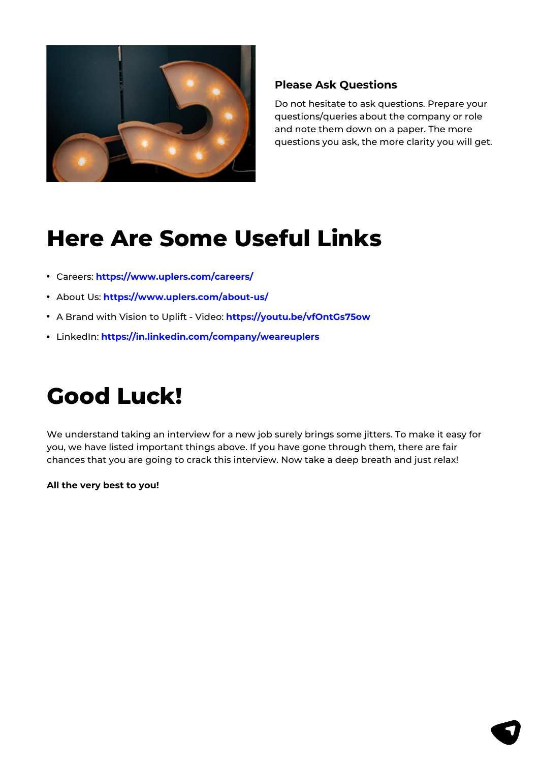### Please Ask Questions

Do not hesitate to ask questions. Prepare your questions/queries about the company or role and note them down on a paper. The more questions you ask, the more clarity you will get.

# Here Are Some Useful Links

- Careers: **https://www.uplers.com/careers/**
- About Us: **https://www.uplers.com/about-us/**
- A Brand with Vision to Uplift - Video: **https://youtu.be/vfOntGs75ow**
- LinkedIn: **https://in.linkedin.com/company/weareuplers**

# Good Luck!

We understand taking an interview for a new job surely brings some jitters. To make it easy for you, we have listed important things above. If you have gone through them, there are fair chances that you are going to crack this interview. Now take a deep breath and just relax!

**All the very best to you!**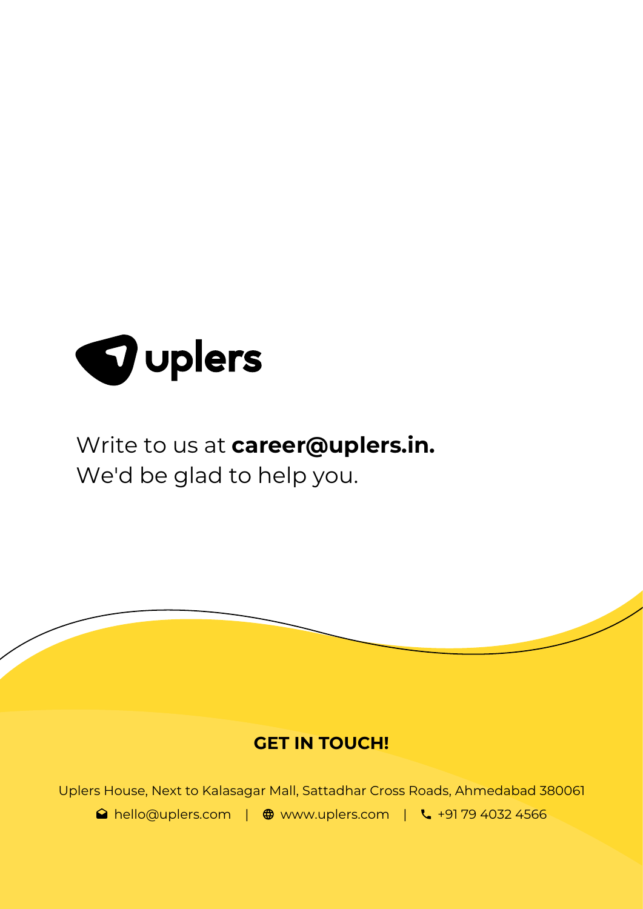uplers

Write to us at **career@uplers.in.**
We'd be glad to help you.

## GET IN TOUCH!

Uplers House, Next to Kalasagar Mall, Sattadhar Cross Roads, Ahmedabad 380061

hello@uplers.com | www.uplers.com | +91 79 4032 4566